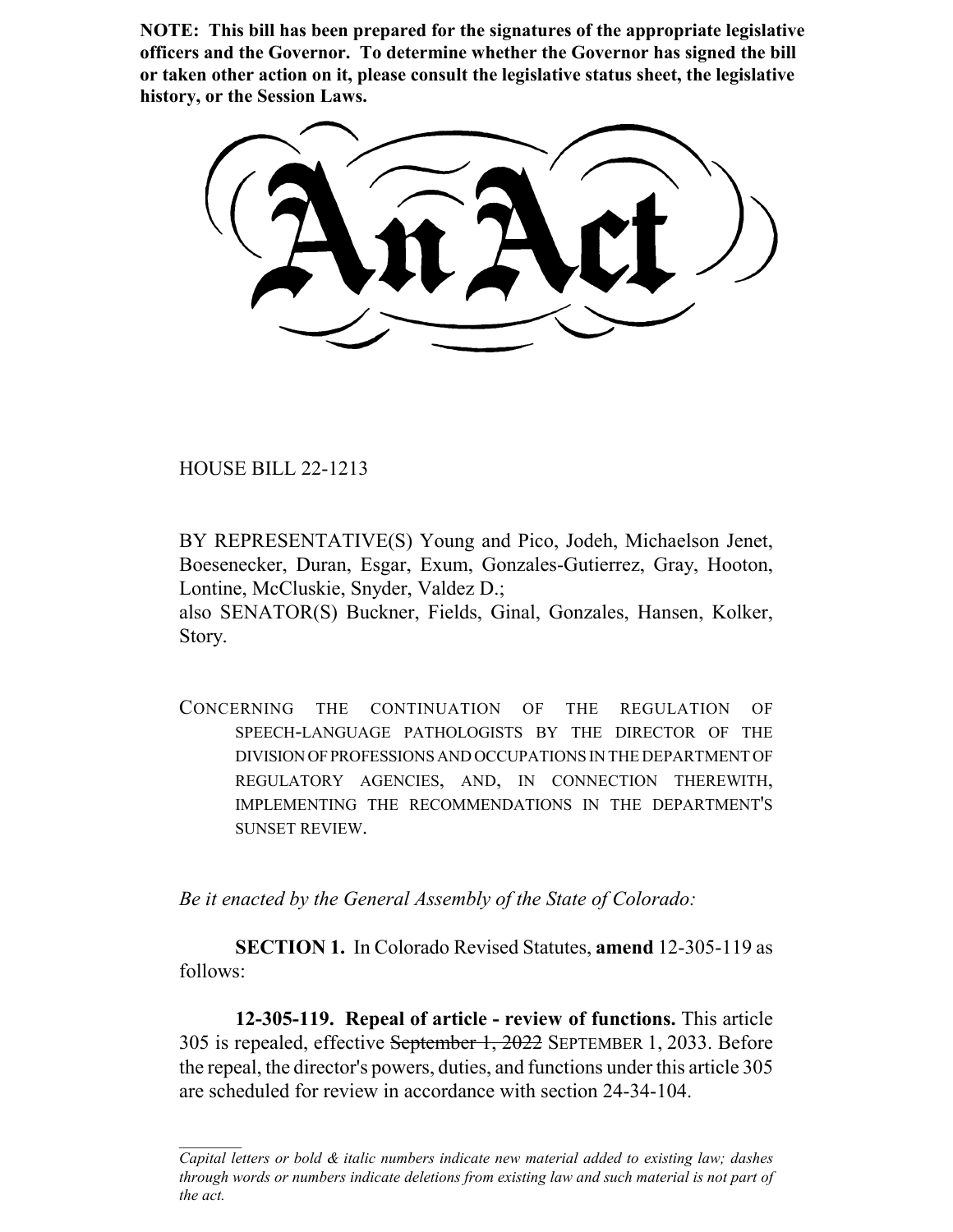**NOTE: This bill has been prepared for the signatures of the appropriate legislative officers and the Governor. To determine whether the Governor has signed the bill or taken other action on it, please consult the legislative status sheet, the legislative history, or the Session Laws.**

# An Act

HOUSE BILL 22-1213

BY REPRESENTATIVE(S) Young and Pico, Jodeh, Michaelson Jenet, Boesenecker, Duran, Esgar, Exum, Gonzales-Gutierrez, Gray, Hooton, Lontine, McCluskie, Snyder, Valdez D.;
also SENATOR(S) Buckner, Fields, Ginal, Gonzales, Hansen, Kolker, Story.

CONCERNING THE CONTINUATION OF THE REGULATION OF SPEECH-LANGUAGE PATHOLOGISTS BY THE DIRECTOR OF THE DIVISION OF PROFESSIONS AND OCCUPATIONS IN THE DEPARTMENT OF REGULATORY AGENCIES, AND, IN CONNECTION THEREWITH, IMPLEMENTING THE RECOMMENDATIONS IN THE DEPARTMENT'S SUNSET REVIEW.

*Be it enacted by the General Assembly of the State of Colorado:*

**SECTION 1.** In Colorado Revised Statutes, **amend** 12-305-119 as follows:

**12-305-119. Repeal of article - review of functions.** This article 305 is repealed, effective ~~September 1, 2022~~ SEPTEMBER 1, 2033. Before the repeal, the director's powers, duties, and functions under this article 305 are scheduled for review in accordance with section 24-34-104.

*Capital letters or bold & italic numbers indicate new material added to existing law; dashes through words or numbers indicate deletions from existing law and such material is not part of the act.*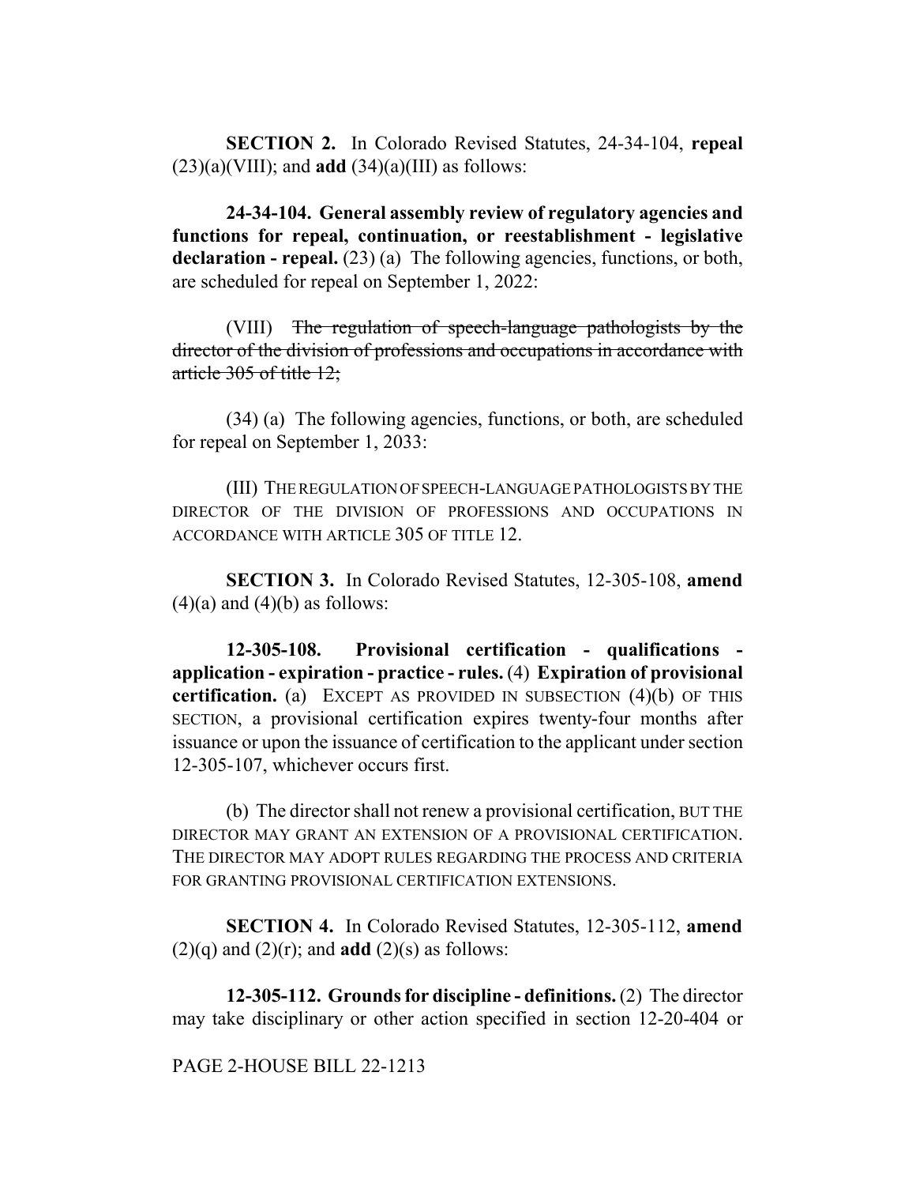**SECTION 2.** In Colorado Revised Statutes, 24-34-104, **repeal** (23)(a)(VIII); and **add** (34)(a)(III) as follows:

**24-34-104. General assembly review of regulatory agencies and functions for repeal, continuation, or reestablishment - legislative declaration - repeal.** (23) (a) The following agencies, functions, or both, are scheduled for repeal on September 1, 2022:

(VIII) ~~The regulation of speech-language pathologists by the director of the division of professions and occupations in accordance with article 305 of title 12;~~

(34) (a) The following agencies, functions, or both, are scheduled for repeal on September 1, 2033:

(III) THE REGULATION OF SPEECH-LANGUAGE PATHOLOGISTS BY THE DIRECTOR OF THE DIVISION OF PROFESSIONS AND OCCUPATIONS IN ACCORDANCE WITH ARTICLE 305 OF TITLE 12.

**SECTION 3.** In Colorado Revised Statutes, 12-305-108, **amend** (4)(a) and (4)(b) as follows:

**12-305-108. Provisional certification - qualifications - application - expiration - practice - rules.** (4) **Expiration of provisional certification.** (a) EXCEPT AS PROVIDED IN SUBSECTION (4)(b) OF THIS SECTION, a provisional certification expires twenty-four months after issuance or upon the issuance of certification to the applicant under section 12-305-107, whichever occurs first.

(b) The director shall not renew a provisional certification, BUT THE DIRECTOR MAY GRANT AN EXTENSION OF A PROVISIONAL CERTIFICATION. THE DIRECTOR MAY ADOPT RULES REGARDING THE PROCESS AND CRITERIA FOR GRANTING PROVISIONAL CERTIFICATION EXTENSIONS.

**SECTION 4.** In Colorado Revised Statutes, 12-305-112, **amend** (2)(q) and (2)(r); and **add** (2)(s) as follows:

**12-305-112. Grounds for discipline - definitions.** (2) The director may take disciplinary or other action specified in section 12-20-404 or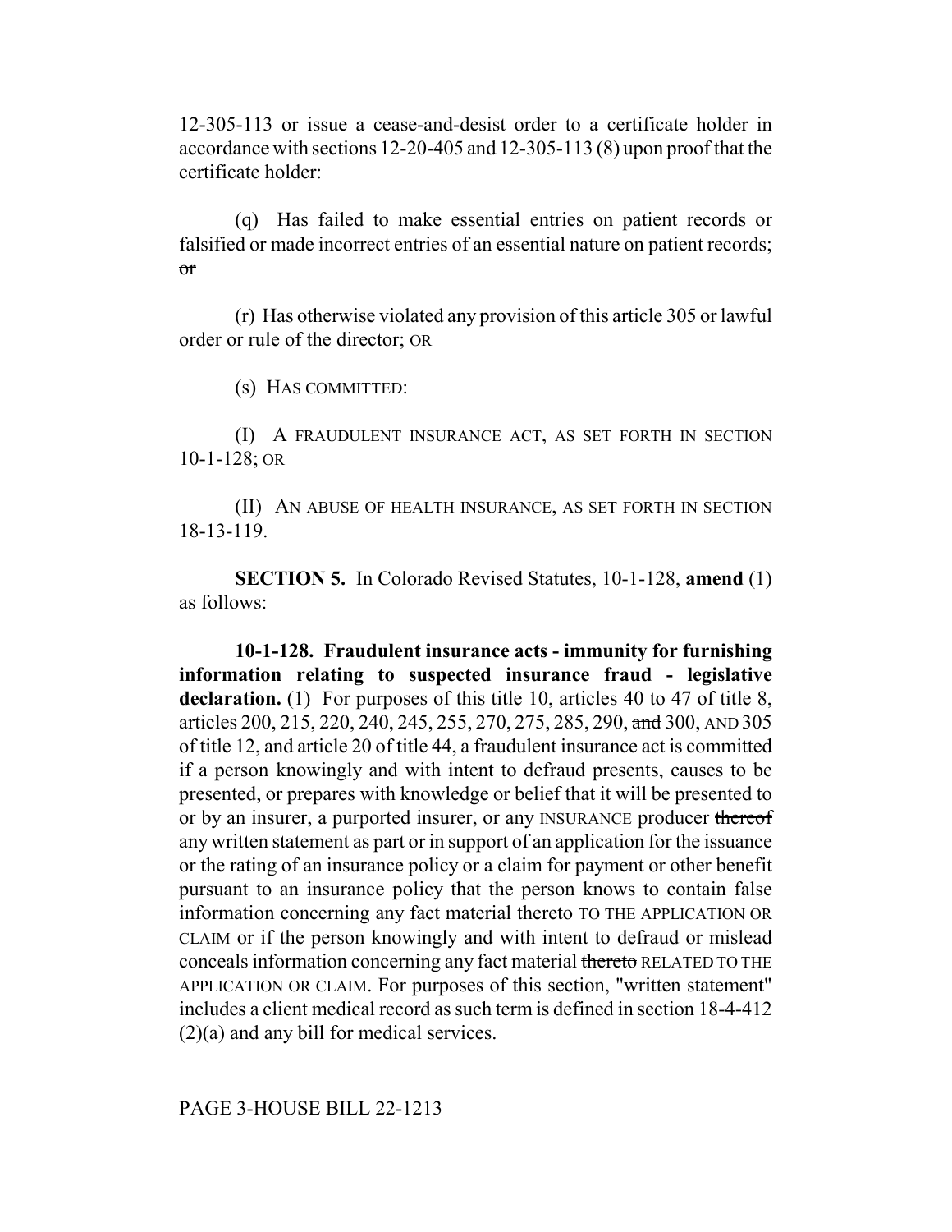12-305-113 or issue a cease-and-desist order to a certificate holder in accordance with sections 12-20-405 and 12-305-113 (8) upon proof that the certificate holder:

(q) Has failed to make essential entries on patient records or falsified or made incorrect entries of an essential nature on patient records; ~~or~~

(r) Has otherwise violated any provision of this article 305 or lawful order or rule of the director; OR

(s) HAS COMMITTED:

(I) A FRAUDULENT INSURANCE ACT, AS SET FORTH IN SECTION 10-1-128; OR

(II) AN ABUSE OF HEALTH INSURANCE, AS SET FORTH IN SECTION 18-13-119.

**SECTION 5.** In Colorado Revised Statutes, 10-1-128, **amend** (1) as follows:

**10-1-128. Fraudulent insurance acts - immunity for furnishing information relating to suspected insurance fraud - legislative declaration.** (1) For purposes of this title 10, articles 40 to 47 of title 8, articles 200, 215, 220, 240, 245, 255, 270, 275, 285, 290, ~~and~~ 300, AND 305 of title 12, and article 20 of title 44, a fraudulent insurance act is committed if a person knowingly and with intent to defraud presents, causes to be presented, or prepares with knowledge or belief that it will be presented to or by an insurer, a purported insurer, or any INSURANCE producer ~~thereof~~ any written statement as part or in support of an application for the issuance or the rating of an insurance policy or a claim for payment or other benefit pursuant to an insurance policy that the person knows to contain false information concerning any fact material ~~thereto~~ TO THE APPLICATION OR CLAIM or if the person knowingly and with intent to defraud or mislead conceals information concerning any fact material ~~thereto~~ RELATED TO THE APPLICATION OR CLAIM. For purposes of this section, "written statement" includes a client medical record as such term is defined in section 18-4-412 (2)(a) and any bill for medical services.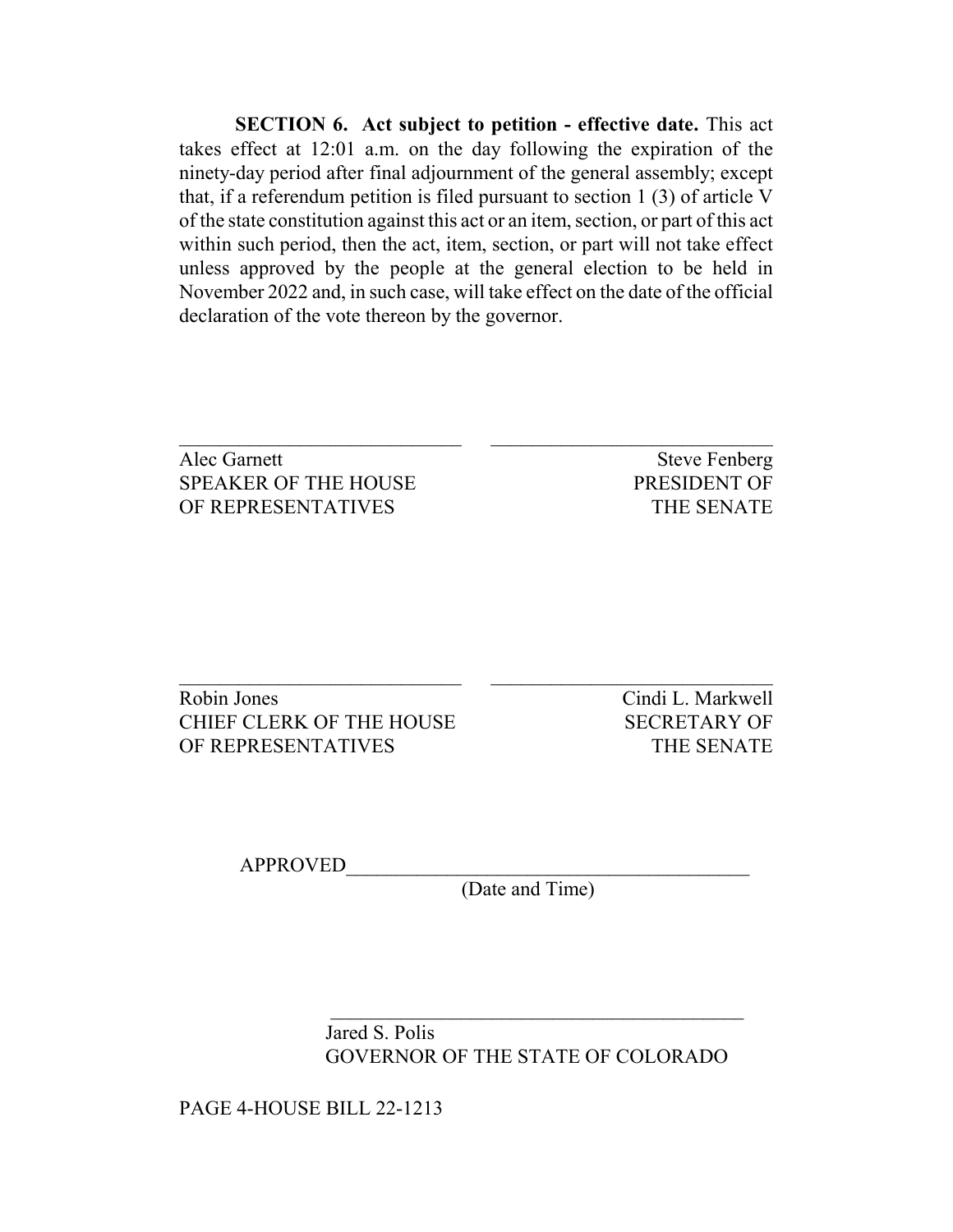**SECTION 6. Act subject to petition - effective date.** This act takes effect at 12:01 a.m. on the day following the expiration of the ninety-day period after final adjournment of the general assembly; except that, if a referendum petition is filed pursuant to section 1 (3) of article V of the state constitution against this act or an item, section, or part of this act within such period, then the act, item, section, or part will not take effect unless approved by the people at the general election to be held in November 2022 and, in such case, will take effect on the date of the official declaration of the vote thereon by the governor.

____________________________
Alec Garnett
SPEAKER OF THE HOUSE
OF REPRESENTATIVES

____________________________
Steve Fenberg
PRESIDENT OF
THE SENATE

____________________________
Robin Jones
CHIEF CLERK OF THE HOUSE
OF REPRESENTATIVES

____________________________
Cindi L. Markwell
SECRETARY OF
THE SENATE

APPROVED________________________________________
(Date and Time)

_________________________________________
Jared S. Polis
GOVERNOR OF THE STATE OF COLORADO

PAGE 4-HOUSE BILL 22-1213